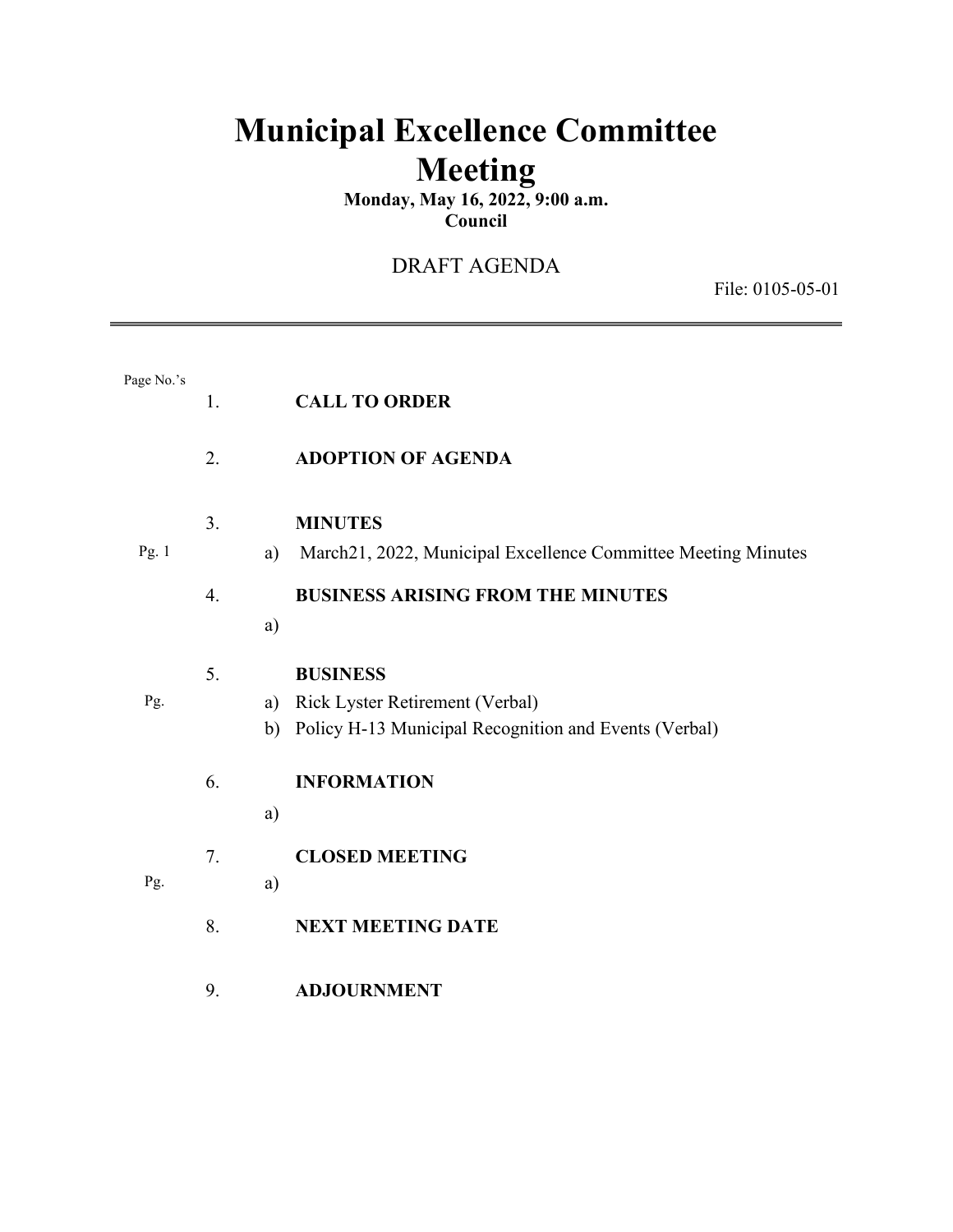# Municipal Excellence Committee Meeting

**Monday, May 16, 2022, 9:00 a.m.**
**Council**

DRAFT AGENDA

File: 0105-05-01

---

| Page No.'s | | | |
|---|---|---|---|
| | 1. | | **CALL TO ORDER** |
| | 2. | | **ADOPTION OF AGENDA** |
| | 3. | | **MINUTES** |
| Pg. 1 | | a) | March21, 2022, Municipal Excellence Committee Meeting Minutes |
| | 4. | | **BUSINESS ARISING FROM THE MINUTES** |
| | | a) | |
| | 5. | | **BUSINESS** |
| Pg. | | a) | Rick Lyster Retirement (Verbal) |
| | | b) | Policy H-13 Municipal Recognition and Events (Verbal) |
| | 6. | | **INFORMATION** |
| | | a) | |
| | 7. | | **CLOSED MEETING** |
| Pg. | | a) | |
| | 8. | | **NEXT MEETING DATE** |
| | 9. | | **ADJOURNMENT** |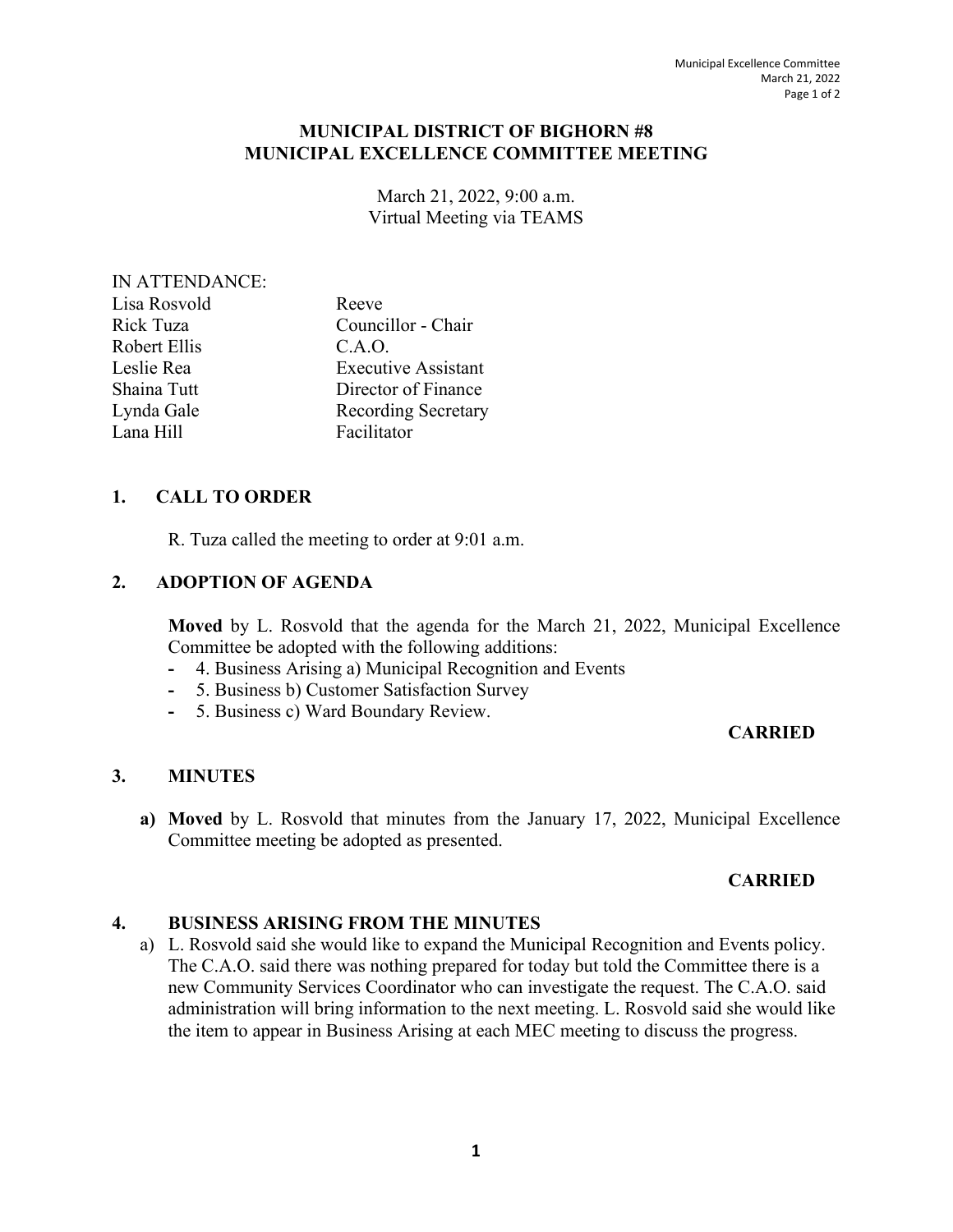**MUNICIPAL DISTRICT OF BIGHORN #8**
**MUNICIPAL EXCELLENCE COMMITTEE MEETING**

March 21, 2022, 9:00 a.m.
Virtual Meeting via TEAMS

IN ATTENDANCE:

| | |
|---|---|
| Lisa Rosvold | Reeve |
| Rick Tuza | Councillor - Chair |
| Robert Ellis | C.A.O. |
| Leslie Rea | Executive Assistant |
| Shaina Tutt | Director of Finance |
| Lynda Gale | Recording Secretary |
| Lana Hill | Facilitator |

## 1. CALL TO ORDER

R. Tuza called the meeting to order at 9:01 a.m.

## 2. ADOPTION OF AGENDA

**Moved** by L. Rosvold that the agenda for the March 21, 2022, Municipal Excellence Committee be adopted with the following additions:

- 4. Business Arising a) Municipal Recognition and Events
- 5. Business b) Customer Satisfaction Survey
- 5. Business c) Ward Boundary Review.

**CARRIED**

## 3. MINUTES

**a) Moved** by L. Rosvold that minutes from the January 17, 2022, Municipal Excellence Committee meeting be adopted as presented.

**CARRIED**

## 4. BUSINESS ARISING FROM THE MINUTES

a) L. Rosvold said she would like to expand the Municipal Recognition and Events policy. The C.A.O. said there was nothing prepared for today but told the Committee there is a new Community Services Coordinator who can investigate the request. The C.A.O. said administration will bring information to the next meeting. L. Rosvold said she would like the item to appear in Business Arising at each MEC meeting to discuss the progress.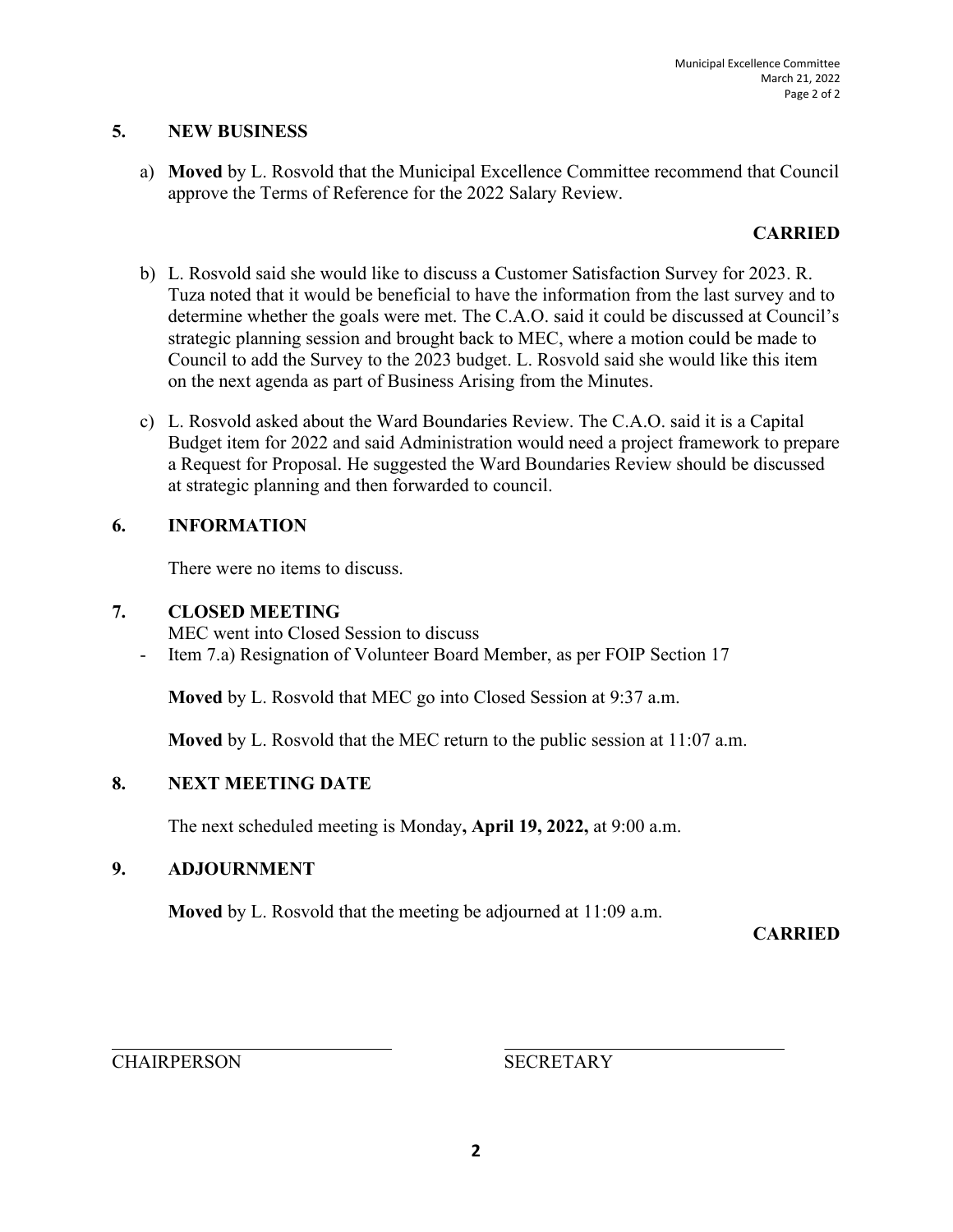## 5. NEW BUSINESS

a) **Moved** by L. Rosvold that the Municipal Excellence Committee recommend that Council approve the Terms of Reference for the 2022 Salary Review.

**CARRIED**

b) L. Rosvold said she would like to discuss a Customer Satisfaction Survey for 2023. R. Tuza noted that it would be beneficial to have the information from the last survey and to determine whether the goals were met. The C.A.O. said it could be discussed at Council's strategic planning session and brought back to MEC, where a motion could be made to Council to add the Survey to the 2023 budget. L. Rosvold said she would like this item on the next agenda as part of Business Arising from the Minutes.

c) L. Rosvold asked about the Ward Boundaries Review. The C.A.O. said it is a Capital Budget item for 2022 and said Administration would need a project framework to prepare a Request for Proposal. He suggested the Ward Boundaries Review should be discussed at strategic planning and then forwarded to council.

## 6. INFORMATION

There were no items to discuss.

## 7. CLOSED MEETING

MEC went into Closed Session to discuss

- Item 7.a) Resignation of Volunteer Board Member, as per FOIP Section 17

**Moved** by L. Rosvold that MEC go into Closed Session at 9:37 a.m.

**Moved** by L. Rosvold that the MEC return to the public session at 11:07 a.m.

## 8. NEXT MEETING DATE

The next scheduled meeting is Monday**, April 19, 2022,** at 9:00 a.m.

## 9. ADJOURNMENT

**Moved** by L. Rosvold that the meeting be adjourned at 11:09 a.m.

**CARRIED**

CHAIRPERSON

SECRETARY